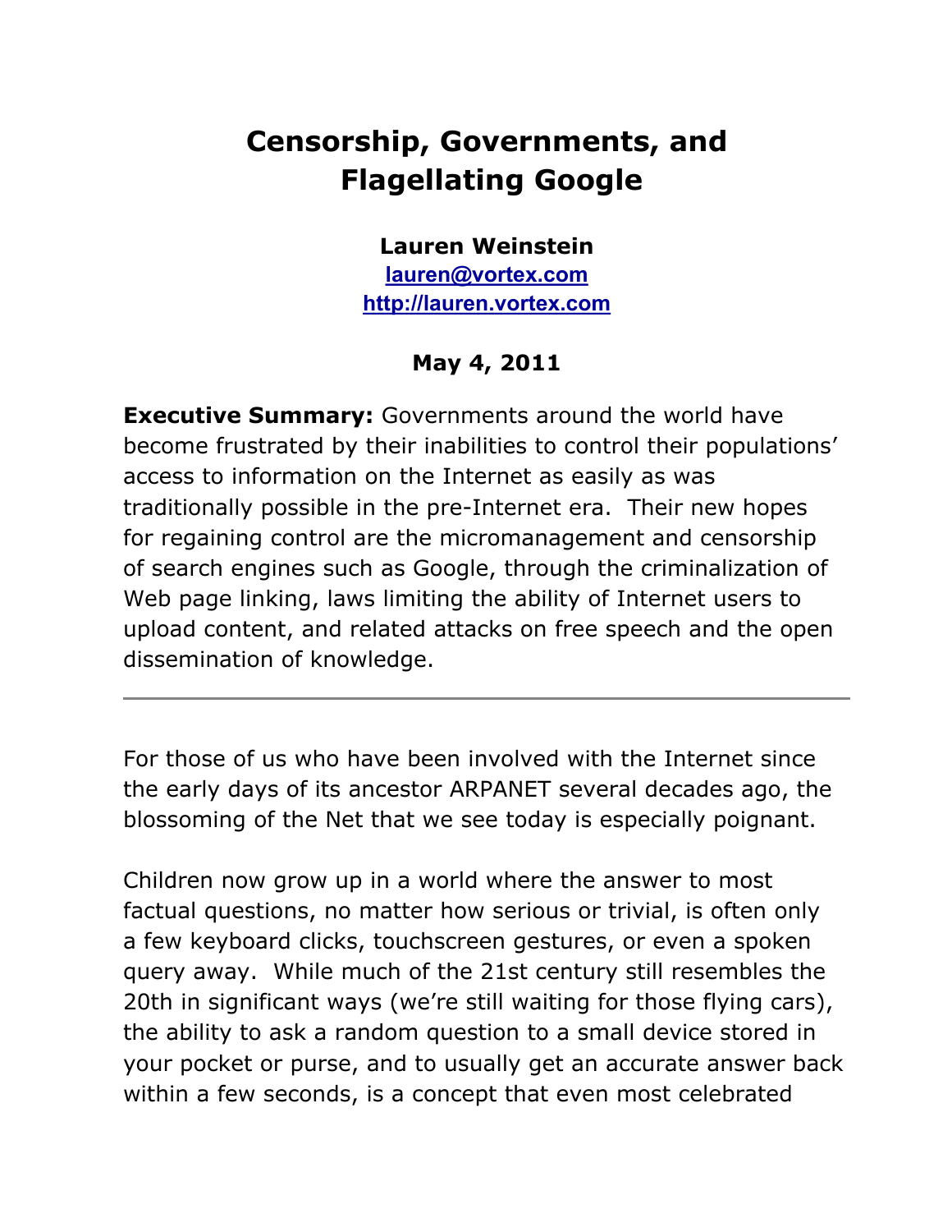# Censorship, Governments, and Flagellating Google

**Lauren Weinstein**
[lauren@vortex.com](mailto:lauren@vortex.com)
[http://lauren.vortex.com](http://lauren.vortex.com)

**May 4, 2011**

**Executive Summary:** Governments around the world have become frustrated by their inabilities to control their populations' access to information on the Internet as easily as was traditionally possible in the pre-Internet era. Their new hopes for regaining control are the micromanagement and censorship of search engines such as Google, through the criminalization of Web page linking, laws limiting the ability of Internet users to upload content, and related attacks on free speech and the open dissemination of knowledge.

---

For those of us who have been involved with the Internet since the early days of its ancestor ARPANET several decades ago, the blossoming of the Net that we see today is especially poignant.

Children now grow up in a world where the answer to most factual questions, no matter how serious or trivial, is often only a few keyboard clicks, touchscreen gestures, or even a spoken query away. While much of the 21st century still resembles the 20th in significant ways (we're still waiting for those flying cars), the ability to ask a random question to a small device stored in your pocket or purse, and to usually get an accurate answer back within a few seconds, is a concept that even most celebrated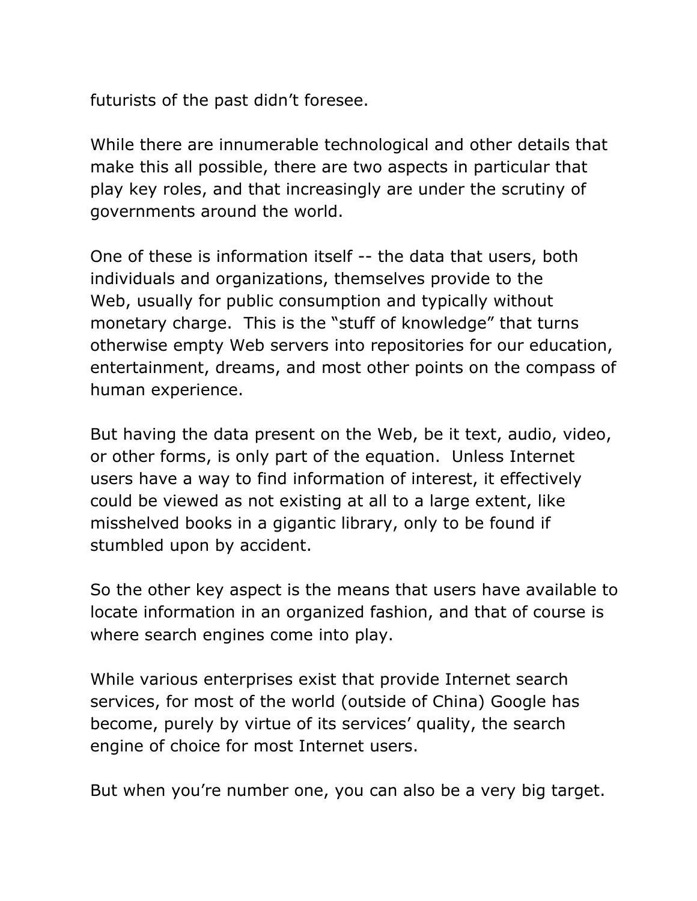futurists of the past didn’t foresee.

While there are innumerable technological and other details that make this all possible, there are two aspects in particular that play key roles, and that increasingly are under the scrutiny of governments around the world.

One of these is information itself -- the data that users, both individuals and organizations, themselves provide to the Web, usually for public consumption and typically without monetary charge.  This is the “stuff of knowledge” that turns otherwise empty Web servers into repositories for our education, entertainment, dreams, and most other points on the compass of human experience.

But having the data present on the Web, be it text, audio, video, or other forms, is only part of the equation.  Unless Internet users have a way to find information of interest, it effectively could be viewed as not existing at all to a large extent, like misshelved books in a gigantic library, only to be found if stumbled upon by accident.

So the other key aspect is the means that users have available to locate information in an organized fashion, and that of course is where search engines come into play.

While various enterprises exist that provide Internet search services, for most of the world (outside of China) Google has become, purely by virtue of its services’ quality, the search engine of choice for most Internet users.

But when you’re number one, you can also be a very big target.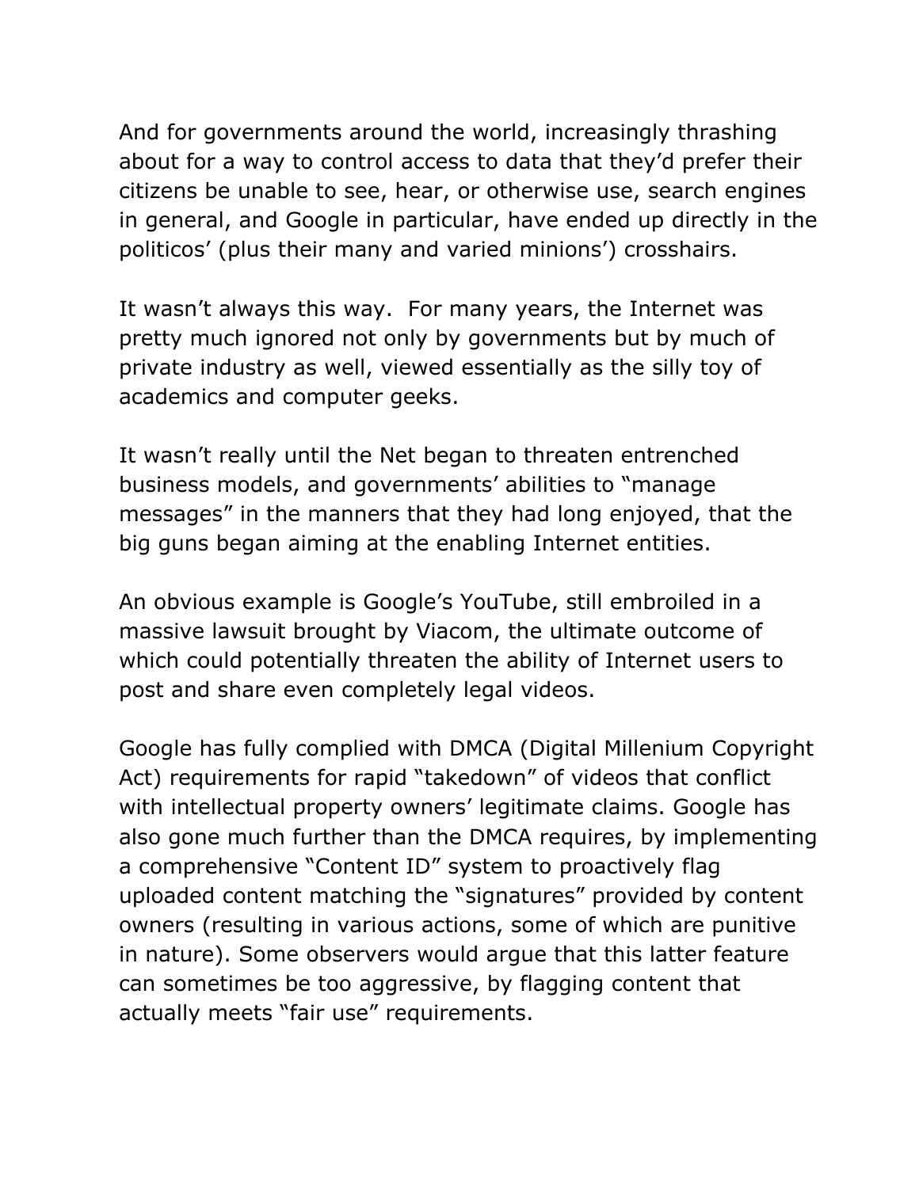And for governments around the world, increasingly thrashing about for a way to control access to data that they'd prefer their citizens be unable to see, hear, or otherwise use, search engines in general, and Google in particular, have ended up directly in the politicos' (plus their many and varied minions') crosshairs.

It wasn't always this way. For many years, the Internet was pretty much ignored not only by governments but by much of private industry as well, viewed essentially as the silly toy of academics and computer geeks.

It wasn't really until the Net began to threaten entrenched business models, and governments' abilities to "manage messages" in the manners that they had long enjoyed, that the big guns began aiming at the enabling Internet entities.

An obvious example is Google's YouTube, still embroiled in a massive lawsuit brought by Viacom, the ultimate outcome of which could potentially threaten the ability of Internet users to post and share even completely legal videos.

Google has fully complied with DMCA (Digital Millenium Copyright Act) requirements for rapid "takedown" of videos that conflict with intellectual property owners' legitimate claims. Google has also gone much further than the DMCA requires, by implementing a comprehensive "Content ID" system to proactively flag uploaded content matching the "signatures" provided by content owners (resulting in various actions, some of which are punitive in nature). Some observers would argue that this latter feature can sometimes be too aggressive, by flagging content that actually meets "fair use" requirements.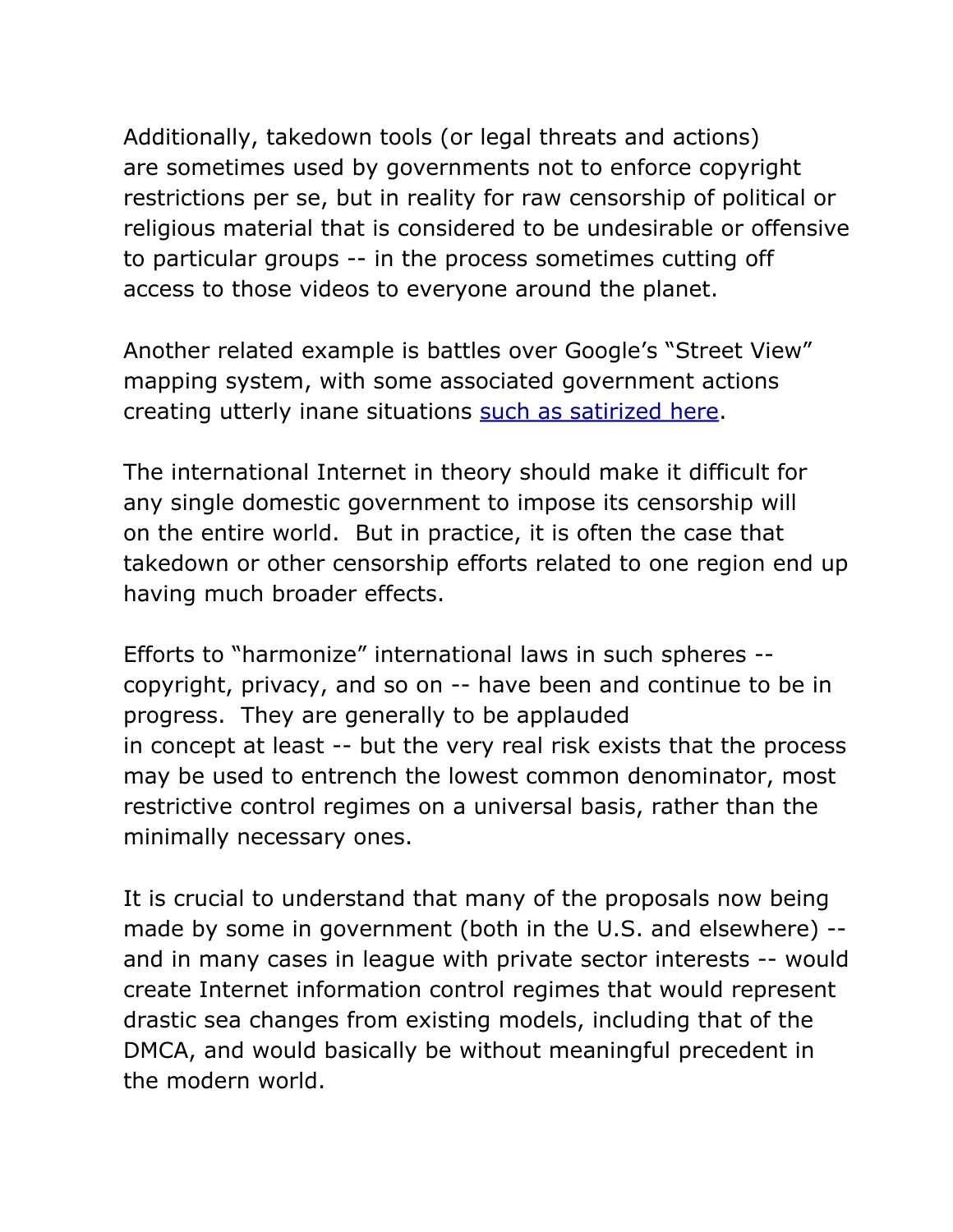Additionally, takedown tools (or legal threats and actions) are sometimes used by governments not to enforce copyright restrictions per se, but in reality for raw censorship of political or religious material that is considered to be undesirable or offensive to particular groups -- in the process sometimes cutting off access to those videos to everyone around the planet.

Another related example is battles over Google's "Street View" mapping system, with some associated government actions creating utterly inane situations such as satirized here.

The international Internet in theory should make it difficult for any single domestic government to impose its censorship will on the entire world.  But in practice, it is often the case that takedown or other censorship efforts related to one region end up having much broader effects.

Efforts to "harmonize" international laws in such spheres -- copyright, privacy, and so on -- have been and continue to be in progress.  They are generally to be applauded in concept at least -- but the very real risk exists that the process may be used to entrench the lowest common denominator, most restrictive control regimes on a universal basis, rather than the minimally necessary ones.

It is crucial to understand that many of the proposals now being made by some in government (both in the U.S. and elsewhere) -- and in many cases in league with private sector interests -- would create Internet information control regimes that would represent drastic sea changes from existing models, including that of the DMCA, and would basically be without meaningful precedent in the modern world.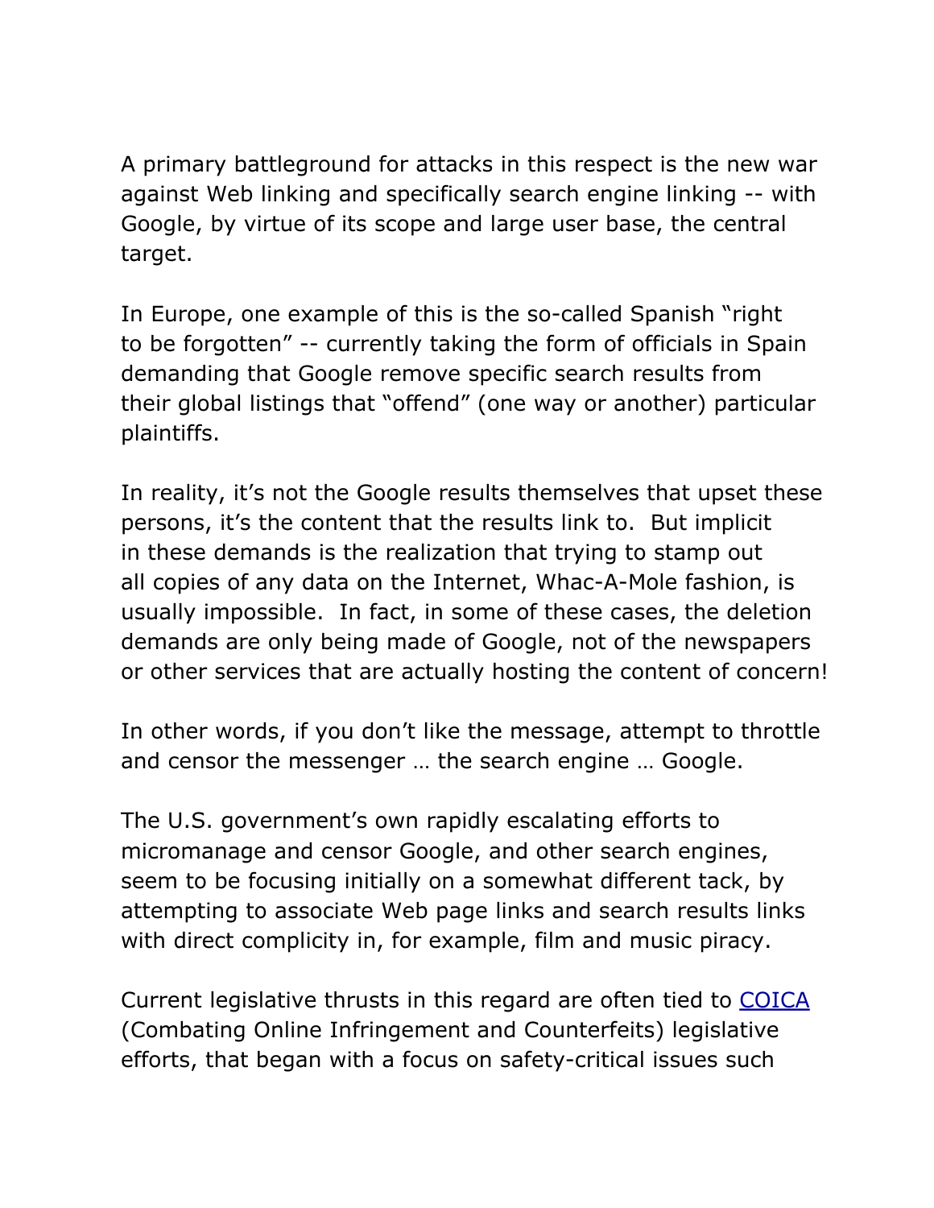A primary battleground for attacks in this respect is the new war against Web linking and specifically search engine linking -- with Google, by virtue of its scope and large user base, the central target.

In Europe, one example of this is the so-called Spanish "right to be forgotten" -- currently taking the form of officials in Spain demanding that Google remove specific search results from their global listings that "offend" (one way or another) particular plaintiffs.

In reality, it's not the Google results themselves that upset these persons, it's the content that the results link to. But implicit in these demands is the realization that trying to stamp out all copies of any data on the Internet, Whac-A-Mole fashion, is usually impossible. In fact, in some of these cases, the deletion demands are only being made of Google, not of the newspapers or other services that are actually hosting the content of concern!

In other words, if you don't like the message, attempt to throttle and censor the messenger … the search engine … Google.

The U.S. government's own rapidly escalating efforts to micromanage and censor Google, and other search engines, seem to be focusing initially on a somewhat different tack, by attempting to associate Web page links and search results links with direct complicity in, for example, film and music piracy.

Current legislative thrusts in this regard are often tied to COICA (Combating Online Infringement and Counterfeits) legislative efforts, that began with a focus on safety-critical issues such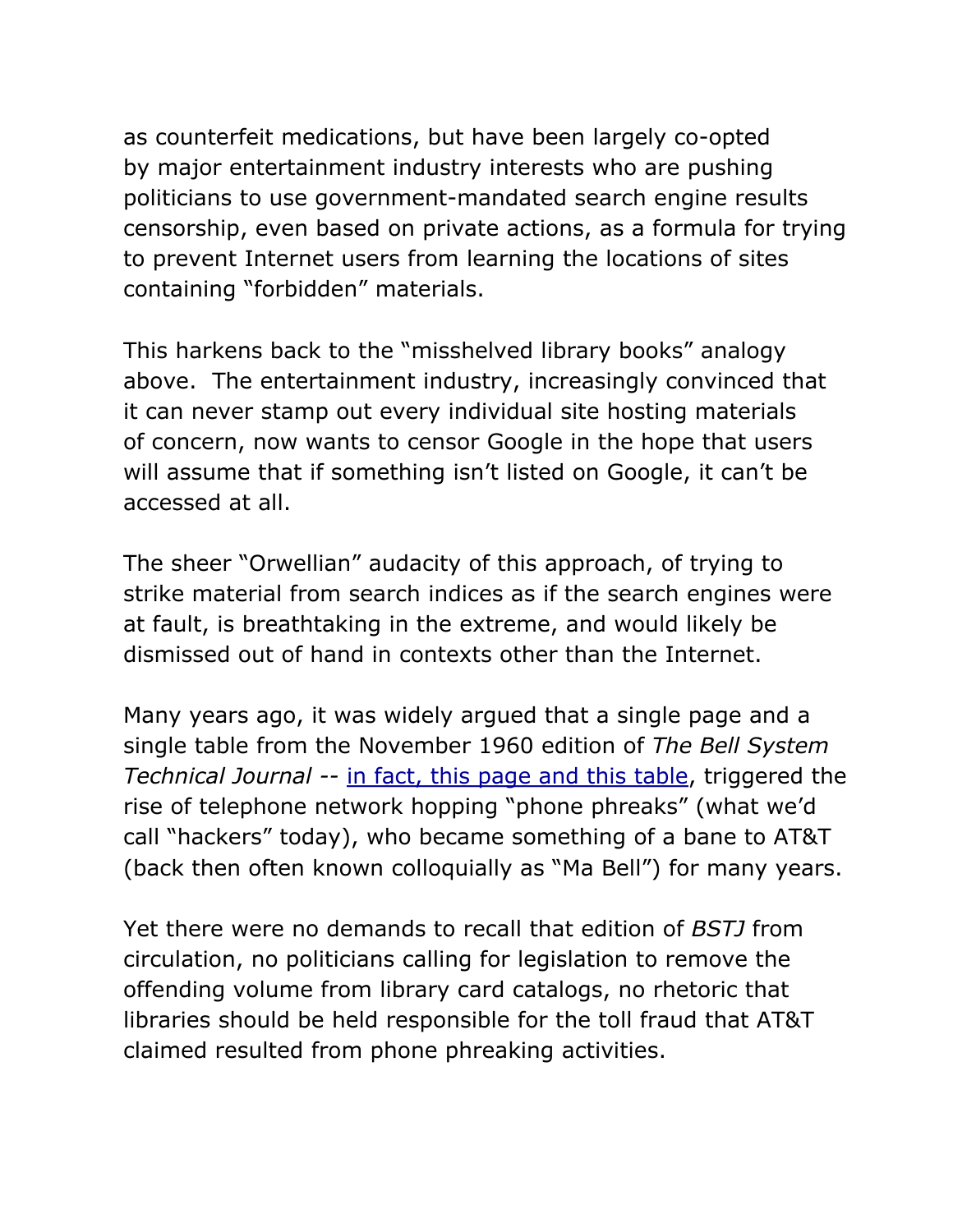as counterfeit medications, but have been largely co-opted by major entertainment industry interests who are pushing politicians to use government-mandated search engine results censorship, even based on private actions, as a formula for trying to prevent Internet users from learning the locations of sites containing "forbidden" materials.

This harkens back to the "misshelved library books" analogy above. The entertainment industry, increasingly convinced that it can never stamp out every individual site hosting materials of concern, now wants to censor Google in the hope that users will assume that if something isn't listed on Google, it can't be accessed at all.

The sheer "Orwellian" audacity of this approach, of trying to strike material from search indices as if the search engines were at fault, is breathtaking in the extreme, and would likely be dismissed out of hand in contexts other than the Internet.

Many years ago, it was widely argued that a single page and a single table from the November 1960 edition of *The Bell System Technical Journal* -- in fact, this page and this table, triggered the rise of telephone network hopping "phone phreaks" (what we'd call "hackers" today), who became something of a bane to AT&T (back then often known colloquially as "Ma Bell") for many years.

Yet there were no demands to recall that edition of *BSTJ* from circulation, no politicians calling for legislation to remove the offending volume from library card catalogs, no rhetoric that libraries should be held responsible for the toll fraud that AT&T claimed resulted from phone phreaking activities.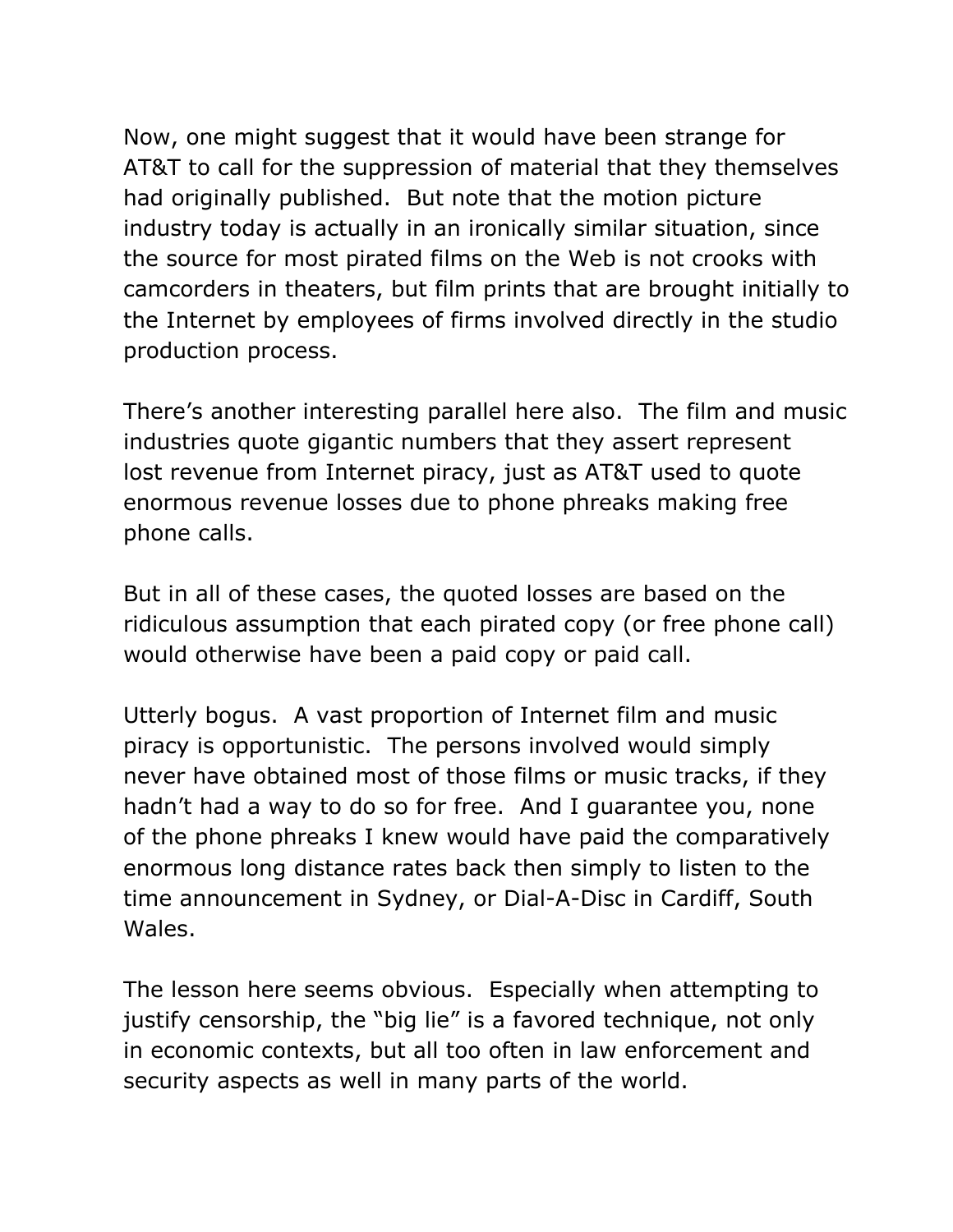Now, one might suggest that it would have been strange for AT&T to call for the suppression of material that they themselves had originally published. But note that the motion picture industry today is actually in an ironically similar situation, since the source for most pirated films on the Web is not crooks with camcorders in theaters, but film prints that are brought initially to the Internet by employees of firms involved directly in the studio production process.

There's another interesting parallel here also. The film and music industries quote gigantic numbers that they assert represent lost revenue from Internet piracy, just as AT&T used to quote enormous revenue losses due to phone phreaks making free phone calls.

But in all of these cases, the quoted losses are based on the ridiculous assumption that each pirated copy (or free phone call) would otherwise have been a paid copy or paid call.

Utterly bogus. A vast proportion of Internet film and music piracy is opportunistic. The persons involved would simply never have obtained most of those films or music tracks, if they hadn't had a way to do so for free. And I guarantee you, none of the phone phreaks I knew would have paid the comparatively enormous long distance rates back then simply to listen to the time announcement in Sydney, or Dial-A-Disc in Cardiff, South Wales.

The lesson here seems obvious. Especially when attempting to justify censorship, the "big lie" is a favored technique, not only in economic contexts, but all too often in law enforcement and security aspects as well in many parts of the world.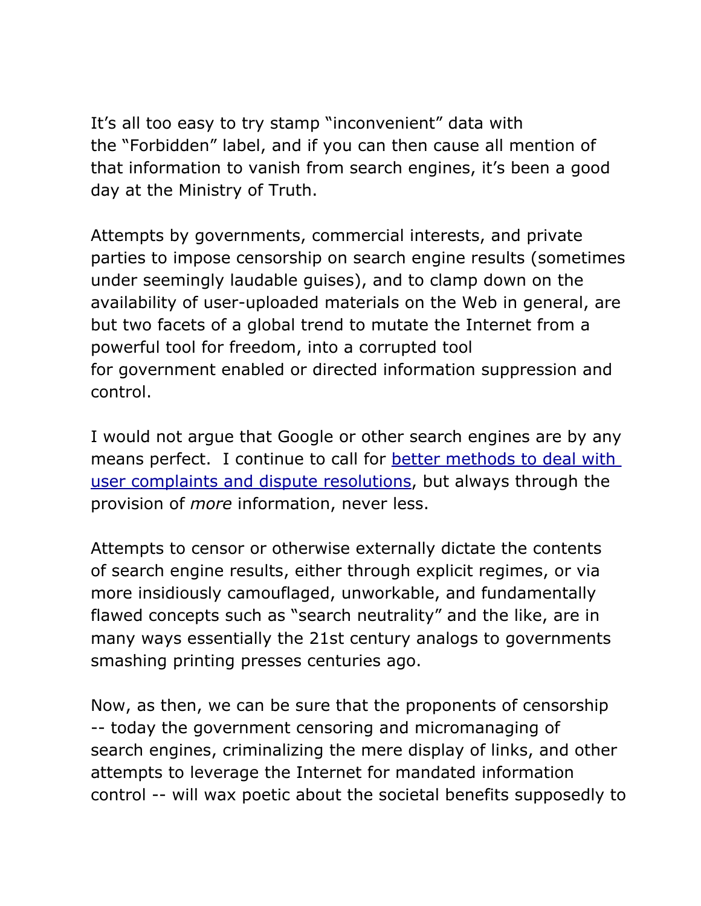It's all too easy to try stamp "inconvenient" data with the "Forbidden" label, and if you can then cause all mention of that information to vanish from search engines, it's been a good day at the Ministry of Truth.

Attempts by governments, commercial interests, and private parties to impose censorship on search engine results (sometimes under seemingly laudable guises), and to clamp down on the availability of user-uploaded materials on the Web in general, are but two facets of a global trend to mutate the Internet from a powerful tool for freedom, into a corrupted tool for government enabled or directed information suppression and control.

I would not argue that Google or other search engines are by any means perfect. I continue to call for better methods to deal with user complaints and dispute resolutions, but always through the provision of *more* information, never less.

Attempts to censor or otherwise externally dictate the contents of search engine results, either through explicit regimes, or via more insidiously camouflaged, unworkable, and fundamentally flawed concepts such as "search neutrality" and the like, are in many ways essentially the 21st century analogs to governments smashing printing presses centuries ago.

Now, as then, we can be sure that the proponents of censorship -- today the government censoring and micromanaging of search engines, criminalizing the mere display of links, and other attempts to leverage the Internet for mandated information control -- will wax poetic about the societal benefits supposedly to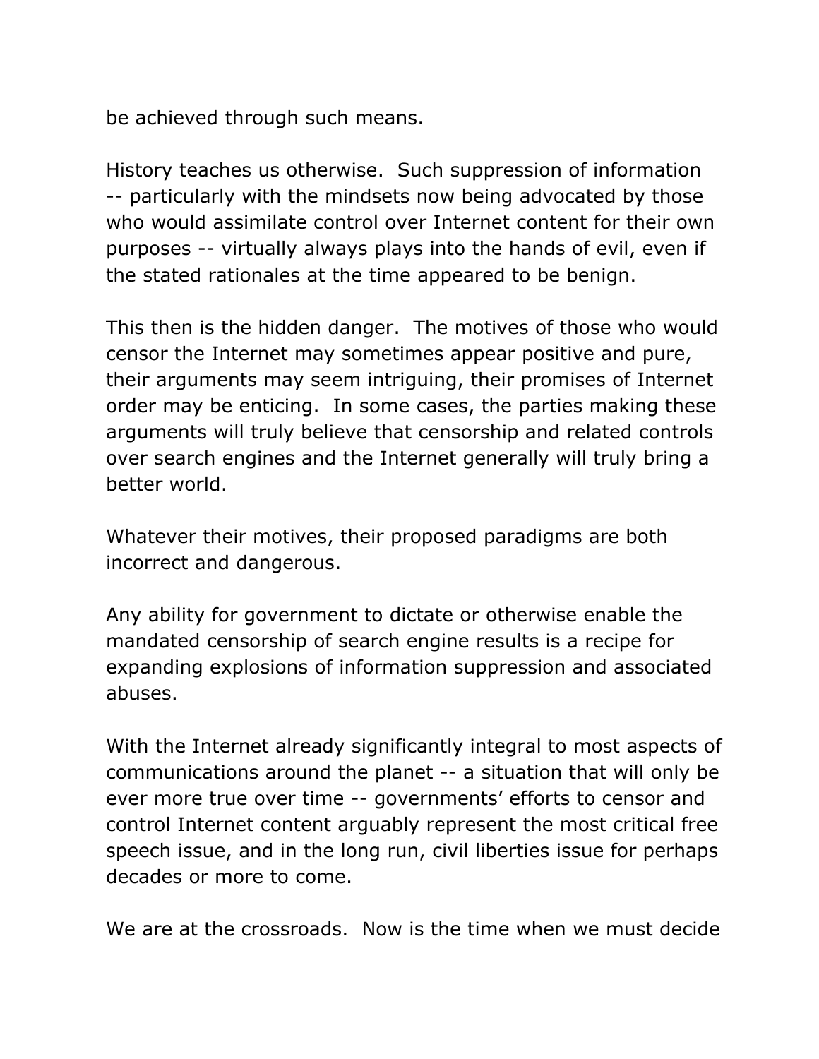be achieved through such means.

History teaches us otherwise. Such suppression of information -- particularly with the mindsets now being advocated by those who would assimilate control over Internet content for their own purposes -- virtually always plays into the hands of evil, even if the stated rationales at the time appeared to be benign.

This then is the hidden danger. The motives of those who would censor the Internet may sometimes appear positive and pure, their arguments may seem intriguing, their promises of Internet order may be enticing. In some cases, the parties making these arguments will truly believe that censorship and related controls over search engines and the Internet generally will truly bring a better world.

Whatever their motives, their proposed paradigms are both incorrect and dangerous.

Any ability for government to dictate or otherwise enable the mandated censorship of search engine results is a recipe for expanding explosions of information suppression and associated abuses.

With the Internet already significantly integral to most aspects of communications around the planet -- a situation that will only be ever more true over time -- governments' efforts to censor and control Internet content arguably represent the most critical free speech issue, and in the long run, civil liberties issue for perhaps decades or more to come.

We are at the crossroads. Now is the time when we must decide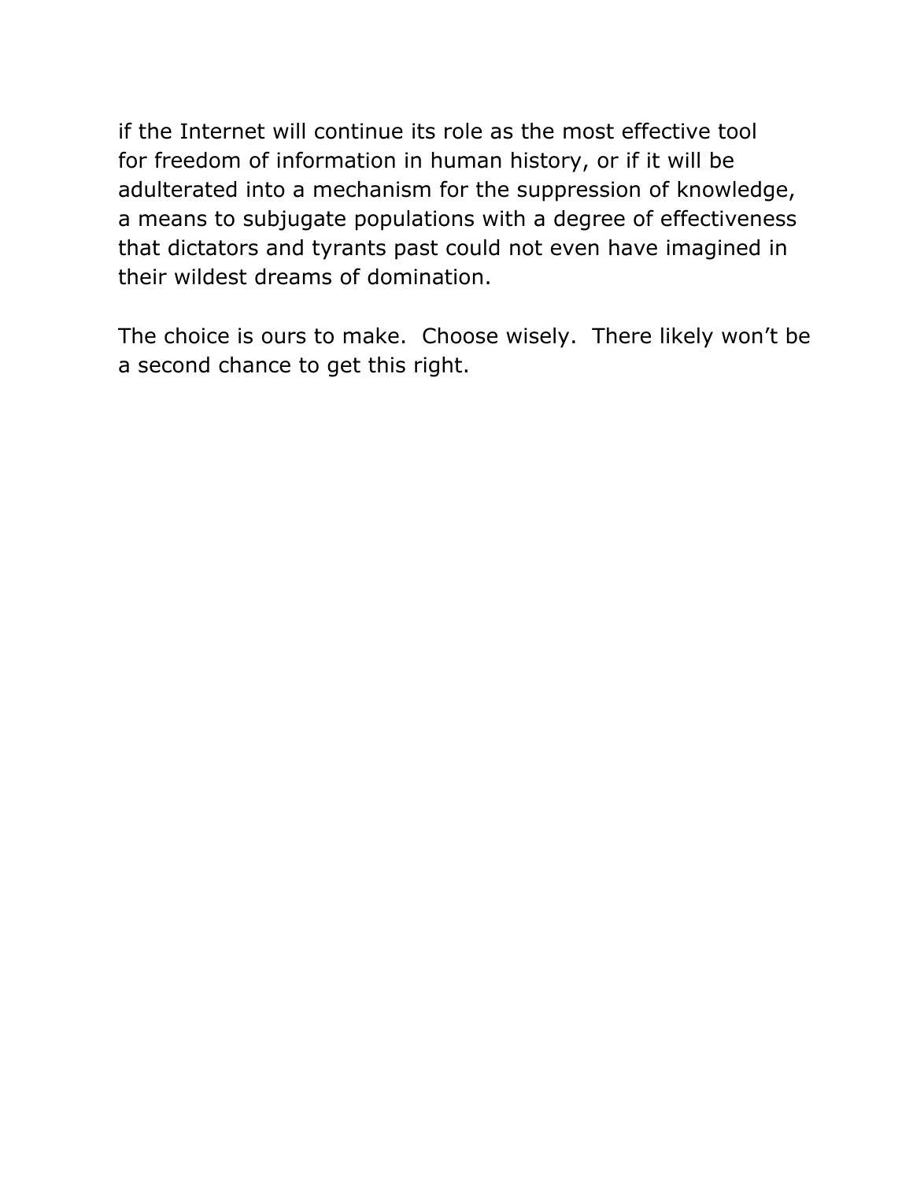if the Internet will continue its role as the most effective tool for freedom of information in human history, or if it will be adulterated into a mechanism for the suppression of knowledge, a means to subjugate populations with a degree of effectiveness that dictators and tyrants past could not even have imagined in their wildest dreams of domination.

The choice is ours to make.  Choose wisely.  There likely won't be a second chance to get this right.